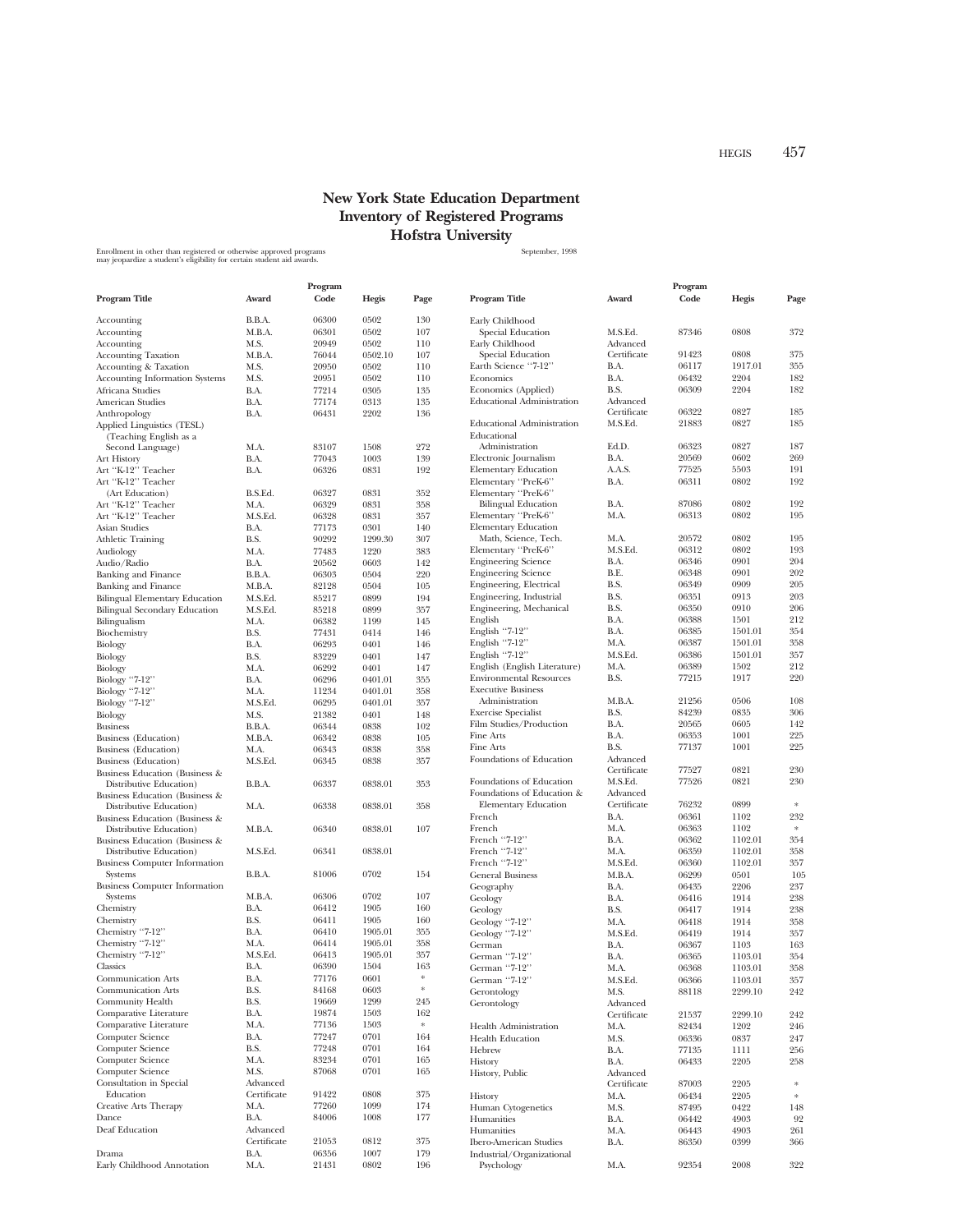# New York State Education Department
# Inventory of Registered Programs
# Hofstra University

Enrollment in other than registered or otherwise approved programs may jeopardize a student's eligibility for certain student aid awards.

September, 1998

| Program Title | Award | Program Code | Hegis | Page |
|---|---|---|---|---|
| Accounting | B.B.A. | 06300 | 0502 | 130 |
| Accounting | M.B.A. | 06301 | 0502 | 107 |
| Accounting | M.S. | 20949 | 0502 | 110 |
| Accounting Taxation | M.B.A. | 76044 | 0502.10 | 107 |
| Accounting & Taxation | M.S. | 20950 | 0502 | 110 |
| Accounting Information Systems | M.S. | 20951 | 0502 | 110 |
| Africana Studies | B.A. | 77214 | 0305 | 135 |
| American Studies | B.A. | 77174 | 0313 | 135 |
| Anthropology | B.A. | 06431 | 2202 | 136 |
| Applied Linguistics (TESL) (Teaching English as a Second Language) | M.A. | 83107 | 1508 | 272 |
| Art History | B.A. | 77043 | 1003 | 139 |
| Art "K-12" Teacher | B.A. | 06326 | 0831 | 192 |
| Art "K-12" Teacher (Art Education) | B.S.Ed. | 06327 | 0831 | 352 |
| Art "K-12" Teacher | M.A. | 06329 | 0831 | 358 |
| Art "K-12" Teacher | M.S.Ed. | 06328 | 0831 | 357 |
| Asian Studies | B.A. | 77173 | 0301 | 140 |
| Athletic Training | B.S. | 90292 | 1299.30 | 307 |
| Audiology | M.A. | 77483 | 1220 | 383 |
| Audio/Radio | B.A. | 20562 | 0603 | 142 |
| Banking and Finance | B.B.A. | 06303 | 0504 | 220 |
| Banking and Finance | M.B.A. | 82128 | 0504 | 105 |
| Bilingual Elementary Education | M.S.Ed. | 85217 | 0899 | 194 |
| Bilingual Secondary Education | M.S.Ed. | 85218 | 0899 | 357 |
| Bilingualism | M.A. | 06382 | 1199 | 145 |
| Biochemistry | B.S. | 77431 | 0414 | 146 |
| Biology | B.A. | 06293 | 0401 | 146 |
| Biology | B.S. | 83229 | 0401 | 147 |
| Biology | M.A. | 06292 | 0401 | 147 |
| Biology "7-12" | B.A. | 06296 | 0401.01 | 355 |
| Biology "7-12" | M.A. | 11234 | 0401.01 | 358 |
| Biology "7-12" | M.S.Ed. | 06295 | 0401.01 | 357 |
| Biology | M.S. | 21382 | 0401 | 148 |
| Business | B.B.A. | 06344 | 0838 | 102 |
| Business (Education) | M.B.A. | 06342 | 0838 | 105 |
| Business (Education) | M.A. | 06343 | 0838 | 358 |
| Business (Education) | M.S.Ed. | 06345 | 0838 | 357 |
| Business Education (Business & Distributive Education) | B.B.A. | 06337 | 0838.01 | 353 |
| Business Education (Business & Distributive Education) | M.A. | 06338 | 0838.01 | 358 |
| Business Education (Business & Distributive Education) | M.B.A. | 06340 | 0838.01 | 107 |
| Business Education (Business & Distributive Education) | M.S.Ed. | 06341 | 0838.01 | |
| Business Computer Information Systems | B.B.A. | 81006 | 0702 | 154 |
| Business Computer Information Systems | M.B.A. | 06306 | 0702 | 107 |
| Chemistry | B.A. | 06412 | 1905 | 160 |
| Chemistry | B.S. | 06411 | 1905 | 160 |
| Chemistry "7-12" | B.A. | 06410 | 1905.01 | 355 |
| Chemistry "7-12" | M.A. | 06414 | 1905.01 | 358 |
| Chemistry "7-12" | M.S.Ed. | 06413 | 1905.01 | 357 |
| Classics | B.A. | 06390 | 1504 | 163 |
| Communication Arts | B.A. | 77176 | 0601 | * |
| Communication Arts | B.S. | 84168 | 0603 | * |
| Community Health | B.S. | 19669 | 1299 | 245 |
| Comparative Literature | B.A. | 19874 | 1503 | 162 |
| Comparative Literature | M.A. | 77136 | 1503 | * |
| Computer Science | B.A. | 77247 | 0701 | 164 |
| Computer Science | B.S. | 77248 | 0701 | 164 |
| Computer Science | M.A. | 83234 | 0701 | 165 |
| Computer Science | M.S. | 87068 | 0701 | 165 |
| Consultation in Special Education | Advanced Certificate | 91422 | 0808 | 375 |
| Creative Arts Therapy | M.A. | 77260 | 1099 | 174 |
| Dance | B.A. | 84006 | 1008 | 177 |
| Deaf Education | Advanced Certificate | 21053 | 0812 | 375 |
| Drama | B.A. | 06356 | 1007 | 179 |
| Early Childhood Annotation | M.A. | 21431 | 0802 | 196 |
| Early Childhood Special Education | M.S.Ed. | 87346 | 0808 | 372 |
| Early Childhood Special Education | Advanced Certificate | 91423 | 0808 | 375 |
| Earth Science "7-12" | B.A. | 06117 | 1917.01 | 355 |
| Economics | B.A. | 06432 | 2204 | 182 |
| Economics (Applied) | B.S. | 06309 | 2204 | 182 |
| Educational Administration | Advanced Certificate | 06322 | 0827 | 185 |
| Educational Administration | M.S.Ed. | 21883 | 0827 | 185 |
| Educational Administration | Ed.D. | 06323 | 0827 | 187 |
| Electronic Journalism | B.A. | 20569 | 0602 | 269 |
| Elementary Education | A.A.S. | 77525 | 5503 | 191 |
| Elementary "PreK-6" | B.A. | 06311 | 0802 | 192 |
| Elementary "PreK-6" Bilingual Education | B.A. | 87086 | 0802 | 192 |
| Elementary "PreK-6" | M.A. | 06313 | 0802 | 195 |
| Elementary Education Math, Science, Tech. | M.A. | 20572 | 0802 | 195 |
| Elementary "PreK-6" | M.S.Ed. | 06312 | 0802 | 193 |
| Engineering Science | B.A. | 06346 | 0901 | 204 |
| Engineering Science | B.E. | 06348 | 0901 | 202 |
| Engineering, Electrical | B.S. | 06349 | 0909 | 205 |
| Engineering, Industrial | B.S. | 06351 | 0913 | 203 |
| Engineering, Mechanical | B.S. | 06350 | 0910 | 206 |
| English | B.A. | 06388 | 1501 | 212 |
| English "7-12" | B.A. | 06385 | 1501.01 | 354 |
| English "7-12" | M.A. | 06387 | 1501.01 | 358 |
| English "7-12" | M.S.Ed. | 06386 | 1501.01 | 357 |
| English (English Literature) | M.A. | 06389 | 1502 | 212 |
| Environmental Resources | B.S. | 77215 | 1917 | 220 |
| Executive Business Administration | M.B.A. | 21256 | 0506 | 108 |
| Exercise Specialist | B.S. | 84239 | 0835 | 306 |
| Film Studies/Production | B.A. | 20565 | 0605 | 142 |
| Fine Arts | B.A. | 06353 | 1001 | 225 |
| Fine Arts | B.S. | 77137 | 1001 | 225 |
| Foundations of Education | Advanced Certificate | 77527 | 0821 | 230 |
| Foundations of Education | M.S.Ed. | 77526 | 0821 | 230 |
| Foundations of Education & Elementary Education | Advanced Certificate | 76232 | 0899 | * |
| French | B.A. | 06361 | 1102 | 232 |
| French | M.A. | 06363 | 1102 | * |
| French "7-12" | B.A. | 06362 | 1102.01 | 354 |
| French "7-12" | M.A. | 06359 | 1102.01 | 358 |
| French "7-12" | M.S.Ed. | 06360 | 1102.01 | 357 |
| General Business | M.B.A. | 06299 | 0501 | 105 |
| Geography | B.A. | 06435 | 2206 | 237 |
| Geology | B.A. | 06416 | 1914 | 238 |
| Geology | B.S. | 06417 | 1914 | 238 |
| Geology "7-12" | M.A. | 06418 | 1914 | 358 |
| Geology "7-12" | M.S.Ed. | 06419 | 1914 | 357 |
| German | B.A. | 06367 | 1103 | 163 |
| German "7-12" | B.A. | 06365 | 1103.01 | 354 |
| German "7-12" | M.A. | 06368 | 1103.01 | 358 |
| German "7-12" | M.S.Ed. | 06366 | 1103.01 | 357 |
| Gerontology | M.S. | 88118 | 2299.10 | 242 |
| Gerontology | Advanced Certificate | 21537 | 2299.10 | 242 |
| Health Administration | M.A. | 82434 | 1202 | 246 |
| Health Education | M.S. | 06336 | 0837 | 247 |
| Hebrew | B.A. | 77135 | 1111 | 256 |
| History | B.A. | 06433 | 2205 | 258 |
| History, Public | Advanced Certificate | 87003 | 2205 | * |
| History | M.A. | 06434 | 2205 | * |
| Human Cytogenetics | M.S. | 87495 | 0422 | 148 |
| Humanities | B.A. | 06442 | 4903 | 92 |
| Humanities | M.A. | 06443 | 4903 | 261 |
| Ibero-American Studies | B.A. | 86350 | 0399 | 366 |
| Industrial/Organizational Psychology | M.A. | 92354 | 2008 | 322 |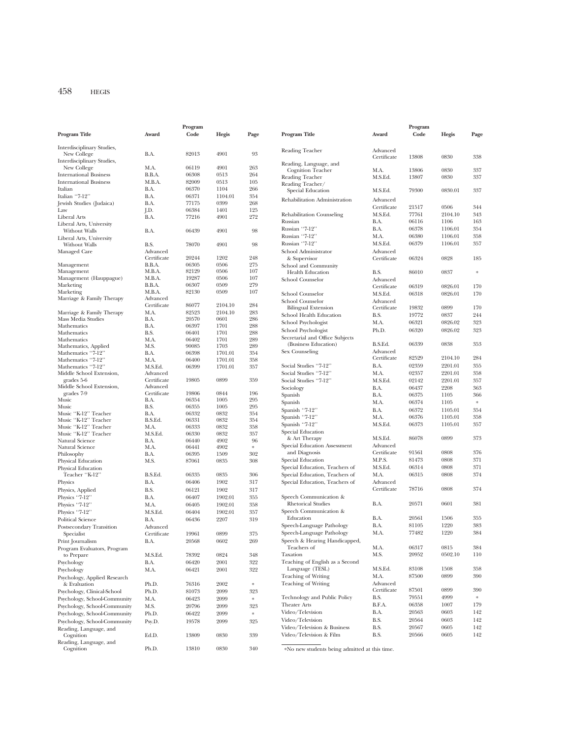| Program Title | Award | Program Code | Hegis | Page |
|---|---|---|---|---|
| Interdisciplinary Studies, New College | B.A. | 82013 | 4901 | 93 |
| Interdisciplinary Studies, New College | M.A. | 06119 | 4901 | 263 |
| International Business | B.B.A. | 06308 | 0513 | 264 |
| International Business | M.B.A. | 82009 | 0513 | 105 |
| Italian | B.A. | 06370 | 1104 | 266 |
| Italian "7-12" | B.A. | 06371 | 1104.01 | 354 |
| Jewish Studies (Judaica) | B.A. | 77175 | 0399 | 268 |
| Law | J.D. | 06384 | 1401 | 125 |
| Liberal Arts | B.A. | 77216 | 4901 | 272 |
| Liberal Arts, University Without Walls | B.A. | 06439 | 4901 | 98 |
| Liberal Arts, University Without Walls | B.S. | 78070 | 4901 | 98 |
| Managed Care | Advanced Certificate | 20244 | 1202 | 248 |
| Management | B.B.A. | 06305 | 0506 | 275 |
| Management | M.B.A. | 82129 | 0506 | 107 |
| Management (Hauppague) | M.B.A. | 19287 | 0506 | 107 |
| Marketing | B.B.A. | 06307 | 0509 | 279 |
| Marketing | M.B.A. | 82130 | 0509 | 107 |
| Marriage & Family Therapy | Advanced Certificate | 86077 | 2104.10 | 284 |
| Marriage & Family Therapy | M.A. | 82523 | 2104.10 | 283 |
| Mass Media Studies | B.A. | 20570 | 0601 | 286 |
| Mathematics | B.A. | 06397 | 1701 | 288 |
| Mathematics | B.S. | 06401 | 1701 | 288 |
| Mathematics | M.A. | 06402 | 1701 | 289 |
| Mathematics, Applied | M.S. | 90085 | 1703 | 289 |
| Mathematics "7-12" | B.A. | 06398 | 1701.01 | 354 |
| Mathematics "7-12" | M.A. | 06400 | 1701.01 | 358 |
| Mathematics "7-12" | M.S.Ed. | 06399 | 1701.01 | 357 |
| Middle School Extension, grades 5-6 | Advanced Certificate | 19805 | 0899 | 359 |
| Middle School Extension, grades 7-9 | Advanced Certificate | 19806 | 0844 | 196 |
| Music | B.A. | 06354 | 1005 | 295 |
| Music | B.S. | 06355 | 1005 | 295 |
| Music "K-12" Teacher | B.A. | 06332 | 0832 | 354 |
| Music "K-12" Teacher | B.S.Ed. | 06331 | 0832 | 354 |
| Music "K-12" Teacher | M.A. | 06333 | 0832 | 358 |
| Music "K-12" Teacher | M.S.Ed. | 06330 | 0832 | 357 |
| Natural Science | B.A. | 06440 | 4902 | 96 |
| Natural Science | M.A. | 06441 | 4902 | * |
| Philosophy | B.A. | 06395 | 1509 | 302 |
| Physical Education | M.S. | 87061 | 0835 | 308 |
| Physical Education Teacher "K-12" | B.S.Ed. | 06335 | 0835 | 306 |
| Physics | B.A. | 06406 | 1902 | 317 |
| Physics, Applied | B.S. | 06121 | 1902 | 317 |
| Physics "7-12" | B.A. | 06407 | 1902.01 | 355 |
| Physics "7-12" | M.A. | 06405 | 1902.01 | 358 |
| Physics "7-12" | M.S.Ed. | 06404 | 1902.01 | 357 |
| Political Science | B.A. | 06436 | 2207 | 319 |
| Postsecondary Transition Specialist | Advanced Certificate | 19961 | 0899 | 375 |
| Print Journalism | B.A. | 20568 | 0602 | 269 |
| Program Evaluators, Program to Prepare | M.S.Ed. | 78392 | 0824 | 348 |
| Psychology | B.A. | 06420 | 2001 | 322 |
| Psychology | M.A. | 06421 | 2001 | 322 |
| Psychology, Applied Research & Evaluation | Ph.D. | 76316 | 2002 | * |
| Psychology, Clinical-School | Ph.D. | 81073 | 2099 | 323 |
| Psychology, School-Community | M.A. | 06423 | 2099 | * |
| Psychology, School-Community | M.S. | 20796 | 2099 | 323 |
| Psychology, School-Community | Ph.D. | 06422 | 2099 | * |
| Psychology, School-Community | Psy.D. | 19578 | 2099 | 325 |
| Reading, Language, and Cognition | Ed.D. | 13809 | 0830 | 339 |
| Reading, Language, and Cognition | Ph.D. | 13810 | 0830 | 340 |
| Reading Teacher | Advanced Certificate | 13808 | 0830 | 338 |
| Reading, Language, and Cognition Teacher | M.A. | 13806 | 0830 | 337 |
| Reading Teacher | M.S.Ed. | 13807 | 0830 | 337 |
| Reading Teacher/ Special Education | M.S.Ed. | 79300 | 0830.01 | 337 |
| Rehabilitation Administration | Advanced Certificate | 21517 | 0506 | 344 |
| Rehabilitation Counseling | M.S.Ed. | 77761 | 2104.10 | 343 |
| Russian | B.A. | 06116 | 1106 | 163 |
| Russian "7-12" | B.A. | 06378 | 1106.01 | 354 |
| Russian "7-12" | M.A. | 06380 | 1106.01 | 358 |
| Russian "7-12" | M.S.Ed. | 06379 | 1106.01 | 357 |
| School Administrator & Supervisor | Advanced Certificate | 06324 | 0828 | 185 |
| School and Community Health Education | B.S. | 86010 | 0837 | * |
| School Counselor | Advanced Certificate | 06319 | 0826.01 | 170 |
| School Counselor | M.S.Ed. | 06318 | 0826.01 | 170 |
| School Counselor Bilingual Extension | Advanced Certificate | 19832 | 0899 | 170 |
| School Health Education | B.S. | 19772 | 0837 | 244 |
| School Psychologist | M.A. | 06321 | 0826.02 | 323 |
| School Psychologist | Ph.D. | 06320 | 0826.02 | 323 |
| Secretarial and Office Subjects (Business Education) | B.S.Ed. | 06339 | 0838 | 353 |
| Sex Counseling | Advanced Certificate | 82529 | 2104.10 | 284 |
| Social Studies "7-12" | B.A. | 02359 | 2201.01 | 355 |
| Social Studies "7-12" | M.A. | 02357 | 2201.01 | 358 |
| Social Studies "7-12" | M.S.Ed. | 02142 | 2201.01 | 357 |
| Sociology | B.A. | 06437 | 2208 | 363 |
| Spanish | B.A. | 06375 | 1105 | 366 |
| Spanish | M.A. | 06374 | 1105 | * |
| Spanish "7-12" | B.A. | 06372 | 1105.01 | 354 |
| Spanish "7-12" | M.A. | 06376 | 1105.01 | 358 |
| Spanish "7-12" | M.S.Ed. | 06373 | 1105.01 | 357 |
| Special Education & Art Therapy | M.S.Ed. | 86078 | 0899 | 373 |
| Special Education Assessment and Diagnosis | Advanced Certificate | 91561 | 0808 | 376 |
| Special Education | M.P.S. | 81473 | 0808 | 371 |
| Special Education, Teachers of | M.S.Ed. | 06314 | 0808 | 371 |
| Special Education, Teachers of | M.A. | 06315 | 0808 | 374 |
| Special Education, Teachers of | Advanced Certificate | 78716 | 0808 | 374 |
| Speech Communication & Rhetorical Studies | B.A. | 20571 | 0601 | 381 |
| Speech Communication & Education | B.A. | 20561 | 1506 | 355 |
| Speech-Language Pathology | B.A. | 81105 | 1220 | 383 |
| Speech-Language Pathology | M.A. | 77482 | 1220 | 384 |
| Speech & Hearing Handicapped, Teachers of | M.A. | 06317 | 0815 | 384 |
| Taxation | M.S. | 20952 | 0502.10 | 110 |
| Teaching of English as a Second Language (TESL) | M.S.Ed. | 83108 | 1508 | 358 |
| Teaching of Writing | M.A. | 87500 | 0899 | 390 |
| Teaching of Writing | Advanced Certificate | 87501 | 0899 | 390 |
| Technology and Public Policy | B.S. | 79551 | 4999 | * |
| Theater Arts | B.F.A. | 06358 | 1007 | 179 |
| Video/Television | B.A. | 20563 | 0603 | 142 |
| Video/Television | B.S. | 20564 | 0603 | 142 |
| Video/Television & Business | B.S. | 20567 | 0605 | 142 |
| Video/Television & Film | B.S. | 20566 | 0605 | 142 |

*No new students being admitted at this time.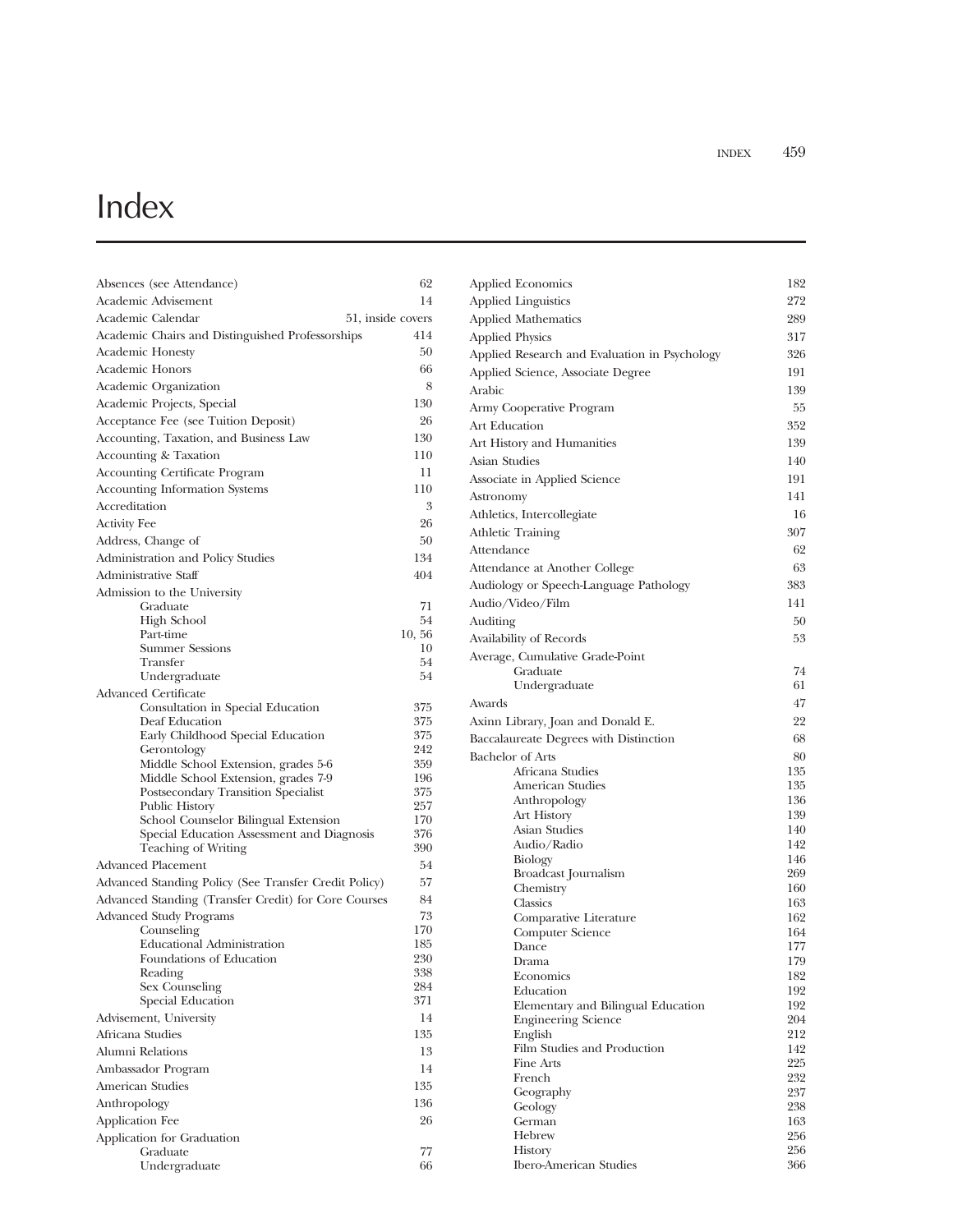# Index

Absences (see Attendance) 62
Academic Advisement 14
Academic Calendar 51, inside covers
Academic Chairs and Distinguished Professorships 414
Academic Honesty 50
Academic Honors 66
Academic Organization 8
Academic Projects, Special 130
Acceptance Fee (see Tuition Deposit) 26
Accounting, Taxation, and Business Law 130
Accounting & Taxation 110
Accounting Certificate Program 11
Accounting Information Systems 110
Accreditation 3
Activity Fee 26
Address, Change of 50
Administration and Policy Studies 134
Administrative Staff 404
Admission to the University
- Graduate 71
- High School 54
- Part-time 10, 56
- Summer Sessions 10
- Transfer 54
- Undergraduate 54

Advanced Certificate
- Consultation in Special Education 375
- Deaf Education 375
- Early Childhood Special Education 375
- Gerontology 242
- Middle School Extension, grades 5-6 359
- Middle School Extension, grades 7-9 196
- Postsecondary Transition Specialist 375
- Public History 257
- School Counselor Bilingual Extension 170
- Special Education Assessment and Diagnosis 376
- Teaching of Writing 390

Advanced Placement 54
Advanced Standing Policy (See Transfer Credit Policy) 57
Advanced Standing (Transfer Credit) for Core Courses 84
Advanced Study Programs 73
- Counseling 170
- Educational Administration 185
- Foundations of Education 230
- Reading 338
- Sex Counseling 284
- Special Education 371

Advisement, University 14
Africana Studies 135
Alumni Relations 13
Ambassador Program 14
American Studies 135
Anthropology 136
Application Fee 26
Application for Graduation
- Graduate 77
- Undergraduate 66

Applied Economics 182
Applied Linguistics 272
Applied Mathematics 289
Applied Physics 317
Applied Research and Evaluation in Psychology 326
Applied Science, Associate Degree 191
Arabic 139
Army Cooperative Program 55
Art Education 352
Art History and Humanities 139
Asian Studies 140
Associate in Applied Science 191
Astronomy 141
Athletics, Intercollegiate 16
Athletic Training 307
Attendance 62
Attendance at Another College 63
Audiology or Speech-Language Pathology 383
Audio/Video/Film 141
Auditing 50
Availability of Records 53
Average, Cumulative Grade-Point
- Graduate 74
- Undergraduate 61

Awards 47
Axinn Library, Joan and Donald E. 22
Baccalaureate Degrees with Distinction 68
Bachelor of Arts 80
- Africana Studies 135
- American Studies 135
- Anthropology 136
- Art History 139
- Asian Studies 140
- Audio/Radio 142
- Biology 146
- Broadcast Journalism 269
- Chemistry 160
- Classics 163
- Comparative Literature 162
- Computer Science 164
- Dance 177
- Drama 179
- Economics 182
- Education 192
- Elementary and Bilingual Education 192
- Engineering Science 204
- English 212
- Film Studies and Production 142
- Fine Arts 225
- French 232
- Geography 237
- Geology 238
- German 163
- Hebrew 256
- History 256
- Ibero-American Studies 366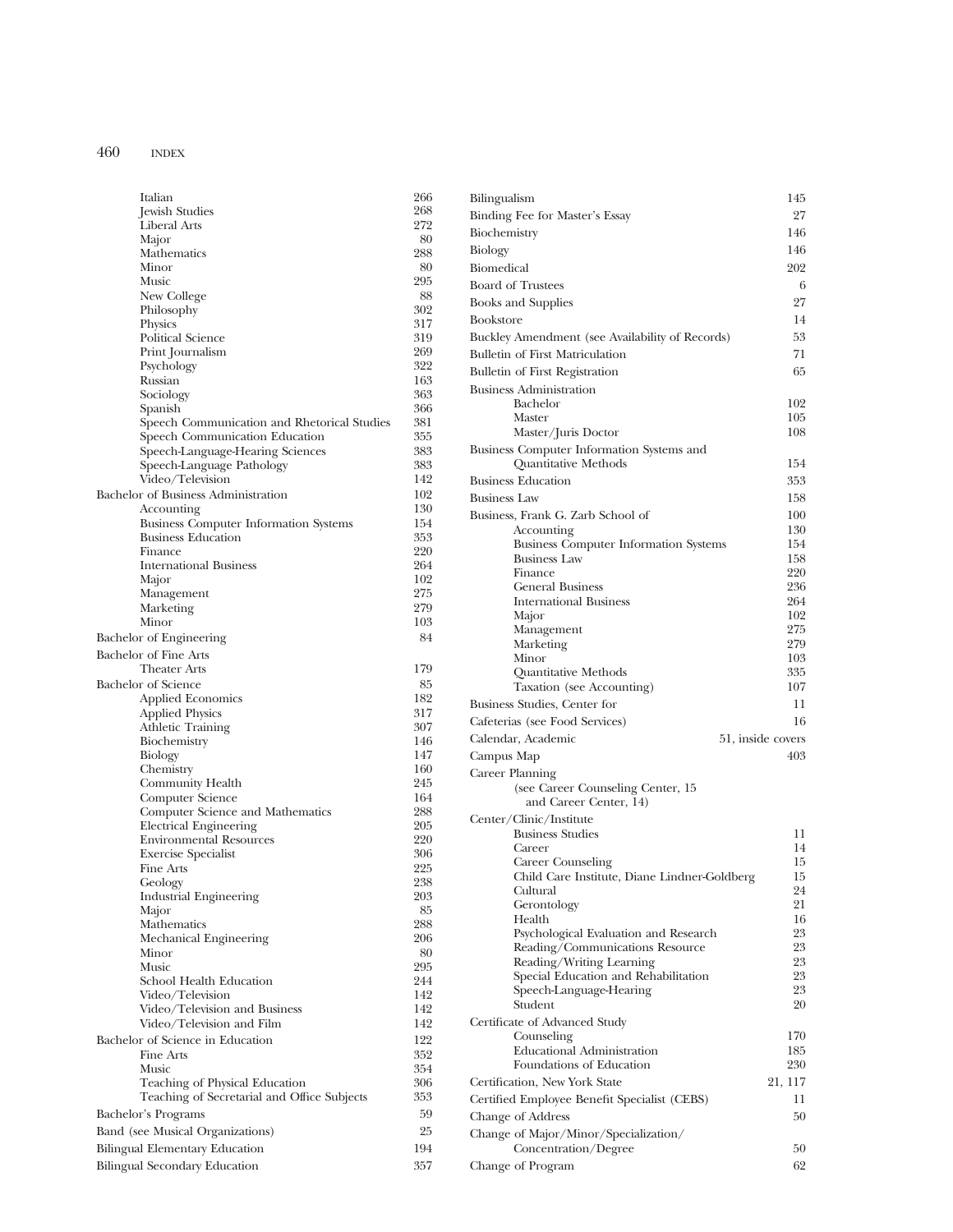- Italian 266
- Jewish Studies 268
- Liberal Arts 272
- Major 80
- Mathematics 288
- Minor 80
- Music 295
- New College 88
- Philosophy 302
- Physics 317
- Political Science 319
- Print Journalism 269
- Psychology 322
- Russian 163
- Sociology 363
- Spanish 366
- Speech Communication and Rhetorical Studies 381
- Speech Communication Education 355
- Speech-Language-Hearing Sciences 383
- Speech-Language Pathology 383
- Video/Television 142

Bachelor of Business Administration 102
- Accounting 130
- Business Computer Information Systems 154
- Business Education 353
- Finance 220
- International Business 264
- Major 102
- Management 275
- Marketing 279
- Minor 103

Bachelor of Engineering 84

Bachelor of Fine Arts
- Theater Arts 179

Bachelor of Science 85
- Applied Economics 182
- Applied Physics 317
- Athletic Training 307
- Biochemistry 146
- Biology 147
- Chemistry 160
- Community Health 245
- Computer Science 164
- Computer Science and Mathematics 288
- Electrical Engineering 205
- Environmental Resources 220
- Exercise Specialist 306
- Fine Arts 225
- Geology 238
- Industrial Engineering 203
- Major 85
- Mathematics 288
- Mechanical Engineering 206
- Minor 80
- Music 295
- School Health Education 244
- Video/Television 142
- Video/Television and Business 142
- Video/Television and Film 142

Bachelor of Science in Education 122
- Fine Arts 352
- Music 354
- Teaching of Physical Education 306
- Teaching of Secretarial and Office Subjects 353

Bachelor's Programs 59

Band (see Musical Organizations) 25

Bilingual Elementary Education 194

Bilingual Secondary Education 357

Bilingualism 145

Binding Fee for Master's Essay 27

Biochemistry 146

Biology 146

Biomedical 202

Board of Trustees 6

Books and Supplies 27

Bookstore 14

Buckley Amendment (see Availability of Records) 53

Bulletin of First Matriculation 71

Bulletin of First Registration 65

Business Administration
- Bachelor 102
- Master 105
- Master/Juris Doctor 108

Business Computer Information Systems and Quantitative Methods 154

Business Education 353

Business Law 158

Business, Frank G. Zarb School of 100
- Accounting 130
- Business Computer Information Systems 154
- Business Law 158
- Finance 220
- General Business 236
- International Business 264
- Major 102
- Management 275
- Marketing 279
- Minor 103
- Quantitative Methods 335
- Taxation (see Accounting) 107

Business Studies, Center for 11

Cafeterias (see Food Services) 16

Calendar, Academic 51, inside covers

Campus Map 403

Career Planning
- (see Career Counseling Center, 15 and Career Center, 14)

Center/Clinic/Institute
- Business Studies 11
- Career 14
- Career Counseling 15
- Child Care Institute, Diane Lindner-Goldberg 15
- Cultural 24
- Gerontology 21
- Health 16
- Psychological Evaluation and Research 23
- Reading/Communications Resource 23
- Reading/Writing Learning 23
- Special Education and Rehabilitation 23
- Speech-Language-Hearing 23
- Student 20

Certificate of Advanced Study
- Counseling 170
- Educational Administration 185
- Foundations of Education 230

Certification, New York State 21, 117

Certified Employee Benefit Specialist (CEBS) 11

Change of Address 50

Change of Major/Minor/Specialization/Concentration/Degree 50

Change of Program 62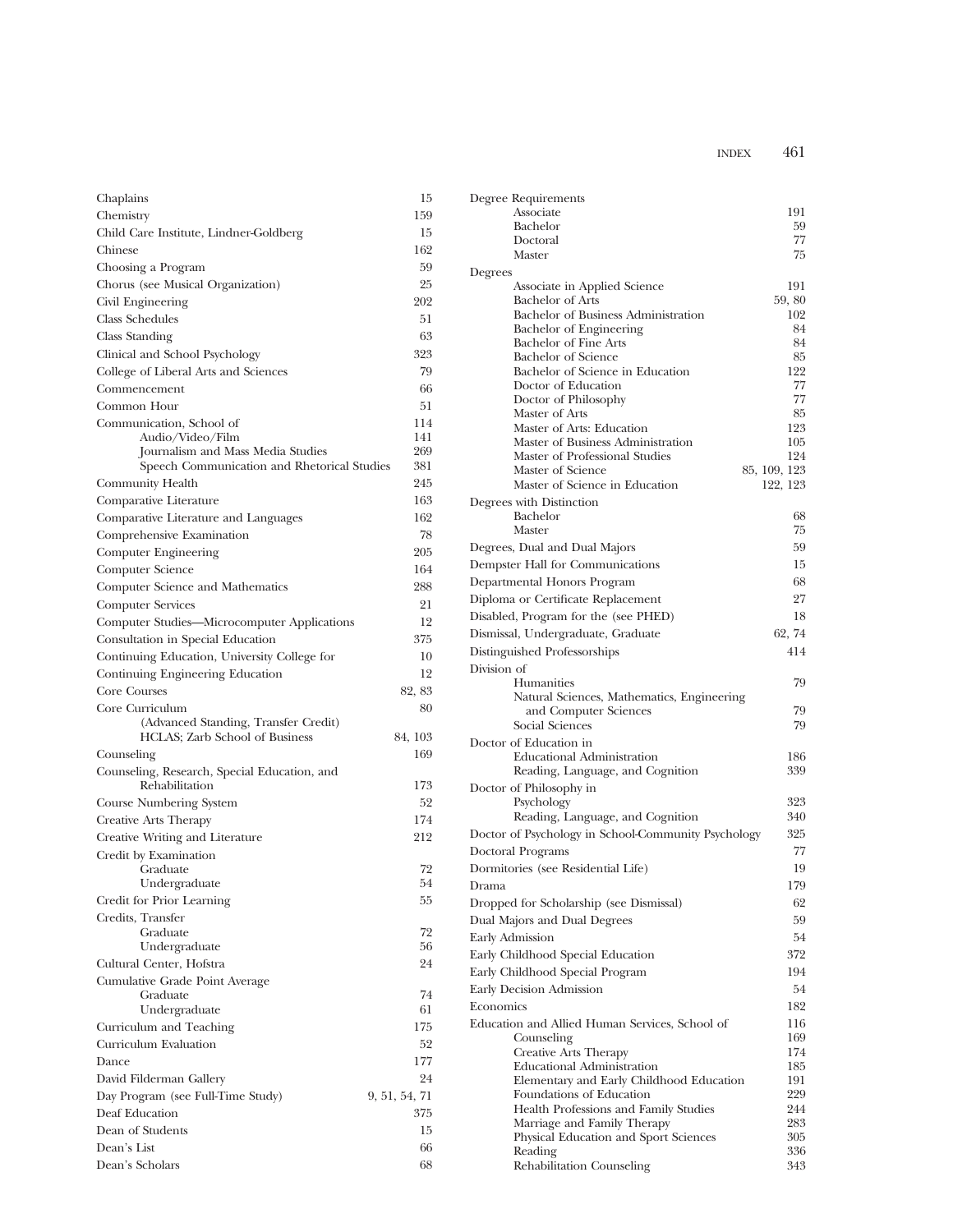Chaplains 15
Chemistry 159
Child Care Institute, Lindner-Goldberg 15
Chinese 162
Choosing a Program 59
Chorus (see Musical Organization) 25
Civil Engineering 202
Class Schedules 51
Class Standing 63
Clinical and School Psychology 323
College of Liberal Arts and Sciences 79
Commencement 66
Common Hour 51
Communication, School of 114
  Audio/Video/Film 141
  Journalism and Mass Media Studies 269
  Speech Communication and Rhetorical Studies 381
Community Health 245
Comparative Literature 163
Comparative Literature and Languages 162
Comprehensive Examination 78
Computer Engineering 205
Computer Science 164
Computer Science and Mathematics 288
Computer Services 21
Computer Studies—Microcomputer Applications 12
Consultation in Special Education 375
Continuing Education, University College for 10
Continuing Engineering Education 12
Core Courses 82, 83
Core Curriculum 80
  (Advanced Standing, Transfer Credit)
  HCLAS; Zarb School of Business 84, 103
Counseling 169
Counseling, Research, Special Education, and
  Rehabilitation 173
Course Numbering System 52
Creative Arts Therapy 174
Creative Writing and Literature 212
Credit by Examination
  Graduate 72
  Undergraduate 54
Credit for Prior Learning 55
Credits, Transfer
  Graduate 72
  Undergraduate 56
Cultural Center, Hofstra 24
Cumulative Grade Point Average
  Graduate 74
  Undergraduate 61
Curriculum and Teaching 175
Curriculum Evaluation 52
Dance 177
David Filderman Gallery 24
Day Program (see Full-Time Study) 9, 51, 54, 71
Deaf Education 375
Dean of Students 15
Dean's List 66
Dean's Scholars 68
Degree Requirements
  Associate 191
  Bachelor 59
  Doctoral 77
  Master 75
Degrees
  Associate in Applied Science 191
  Bachelor of Arts 59, 80
  Bachelor of Business Administration 102
  Bachelor of Engineering 84
  Bachelor of Fine Arts 84
  Bachelor of Science 85
  Bachelor of Science in Education 122
  Doctor of Education 77
  Doctor of Philosophy 77
  Master of Arts 85
  Master of Arts: Education 123
  Master of Business Administration 105
  Master of Professional Studies 124
  Master of Science 85, 109, 123
  Master of Science in Education 122, 123
Degrees with Distinction
  Bachelor 68
  Master 75
Degrees, Dual and Dual Majors 59
Dempster Hall for Communications 15
Departmental Honors Program 68
Diploma or Certificate Replacement 27
Disabled, Program for the (see PHED) 18
Dismissal, Undergraduate, Graduate 62, 74
Distinguished Professorships 414
Division of
  Humanities 79
  Natural Sciences, Mathematics, Engineering
    and Computer Sciences 79
  Social Sciences 79
Doctor of Education in
  Educational Administration 186
  Reading, Language, and Cognition 339
Doctor of Philosophy in
  Psychology 323
  Reading, Language, and Cognition 340
Doctor of Psychology in School-Community Psychology 325
Doctoral Programs 77
Dormitories (see Residential Life) 19
Drama 179
Dropped for Scholarship (see Dismissal) 62
Dual Majors and Dual Degrees 59
Early Admission 54
Early Childhood Special Education 372
Early Childhood Special Program 194
Early Decision Admission 54
Economics 182
Education and Allied Human Services, School of 116
  Counseling 169
  Creative Arts Therapy 174
  Educational Administration 185
  Elementary and Early Childhood Education 191
  Foundations of Education 229
  Health Professions and Family Studies 244
  Marriage and Family Therapy 283
  Physical Education and Sport Sciences 305
  Reading 336
  Rehabilitation Counseling 343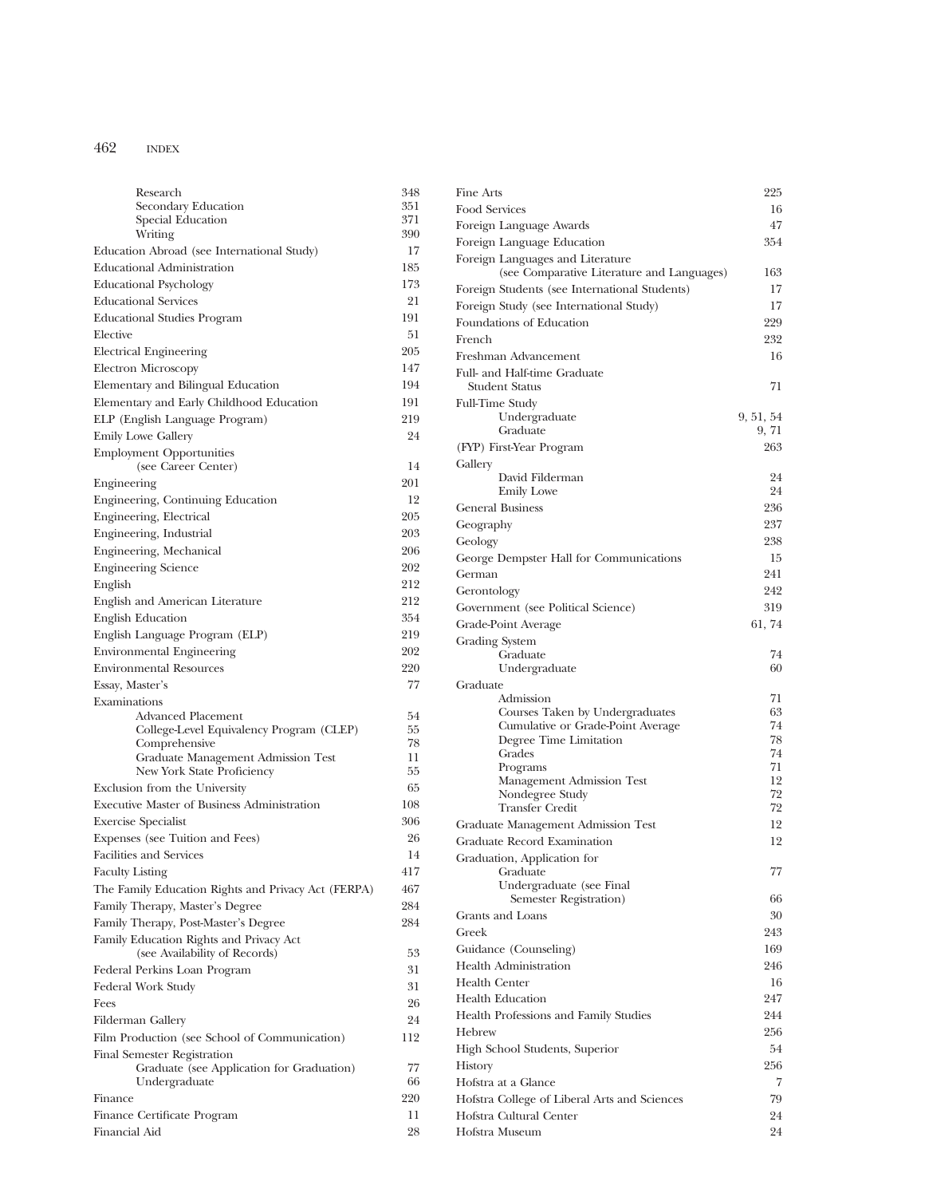| Entry | Page |
|---|---|
| Research | 348 |
| Secondary Education | 351 |
| Special Education | 371 |
| Writing | 390 |
| Education Abroad (see International Study) | 17 |
| Educational Administration | 185 |
| Educational Psychology | 173 |
| Educational Services | 21 |
| Educational Studies Program | 191 |
| Elective | 51 |
| Electrical Engineering | 205 |
| Electron Microscopy | 147 |
| Elementary and Bilingual Education | 194 |
| Elementary and Early Childhood Education | 191 |
| ELP (English Language Program) | 219 |
| Emily Lowe Gallery | 24 |
| Employment Opportunities (see Career Center) | 14 |
| Engineering | 201 |
| Engineering, Continuing Education | 12 |
| Engineering, Electrical | 205 |
| Engineering, Industrial | 203 |
| Engineering, Mechanical | 206 |
| Engineering Science | 202 |
| English | 212 |
| English and American Literature | 212 |
| English Education | 354 |
| English Language Program (ELP) | 219 |
| Environmental Engineering | 202 |
| Environmental Resources | 220 |
| Essay, Master's | 77 |
| Examinations | |
| Advanced Placement | 54 |
| College-Level Equivalency Program (CLEP) | 55 |
| Comprehensive | 78 |
| Graduate Management Admission Test | 11 |
| New York State Proficiency | 55 |
| Exclusion from the University | 65 |
| Executive Master of Business Administration | 108 |
| Exercise Specialist | 306 |
| Expenses (see Tuition and Fees) | 26 |
| Facilities and Services | 14 |
| Faculty Listing | 417 |
| The Family Education Rights and Privacy Act (FERPA) | 467 |
| Family Therapy, Master's Degree | 284 |
| Family Therapy, Post-Master's Degree | 284 |
| Family Education Rights and Privacy Act (see Availability of Records) | 53 |
| Federal Perkins Loan Program | 31 |
| Federal Work Study | 31 |
| Fees | 26 |
| Filderman Gallery | 24 |
| Film Production (see School of Communication) | 112 |
| Final Semester Registration | |
| Graduate (see Application for Graduation) | 77 |
| Undergraduate | 66 |
| Finance | 220 |
| Finance Certificate Program | 11 |
| Financial Aid | 28 |
| Fine Arts | 225 |
| Food Services | 16 |
| Foreign Language Awards | 47 |
| Foreign Language Education | 354 |
| Foreign Languages and Literature (see Comparative Literature and Languages) | 163 |
| Foreign Students (see International Students) | 17 |
| Foreign Study (see International Study) | 17 |
| Foundations of Education | 229 |
| French | 232 |
| Freshman Advancement | 16 |
| Full- and Half-time Graduate Student Status | 71 |
| Full-Time Study | |
| Undergraduate | 9, 51, 54 |
| Graduate | 9, 71 |
| (FYP) First-Year Program | 263 |
| Gallery | |
| David Filderman | 24 |
| Emily Lowe | 24 |
| General Business | 236 |
| Geography | 237 |
| Geology | 238 |
| George Dempster Hall for Communications | 15 |
| German | 241 |
| Gerontology | 242 |
| Government (see Political Science) | 319 |
| Grade-Point Average | 61, 74 |
| Grading System | |
| Graduate | 74 |
| Undergraduate | 60 |
| Graduate | |
| Admission | 71 |
| Courses Taken by Undergraduates | 63 |
| Cumulative or Grade-Point Average | 74 |
| Degree Time Limitation | 78 |
| Grades | 74 |
| Programs | 71 |
| Management Admission Test | 12 |
| Nondegree Study | 72 |
| Transfer Credit | 72 |
| Graduate Management Admission Test | 12 |
| Graduate Record Examination | 12 |
| Graduation, Application for | |
| Graduate | 77 |
| Undergraduate (see Final Semester Registration) | 66 |
| Grants and Loans | 30 |
| Greek | 243 |
| Guidance (Counseling) | 169 |
| Health Administration | 246 |
| Health Center | 16 |
| Health Education | 247 |
| Health Professions and Family Studies | 244 |
| Hebrew | 256 |
| High School Students, Superior | 54 |
| History | 256 |
| Hofstra at a Glance | 7 |
| Hofstra College of Liberal Arts and Sciences | 79 |
| Hofstra Cultural Center | 24 |
| Hofstra Museum | 24 |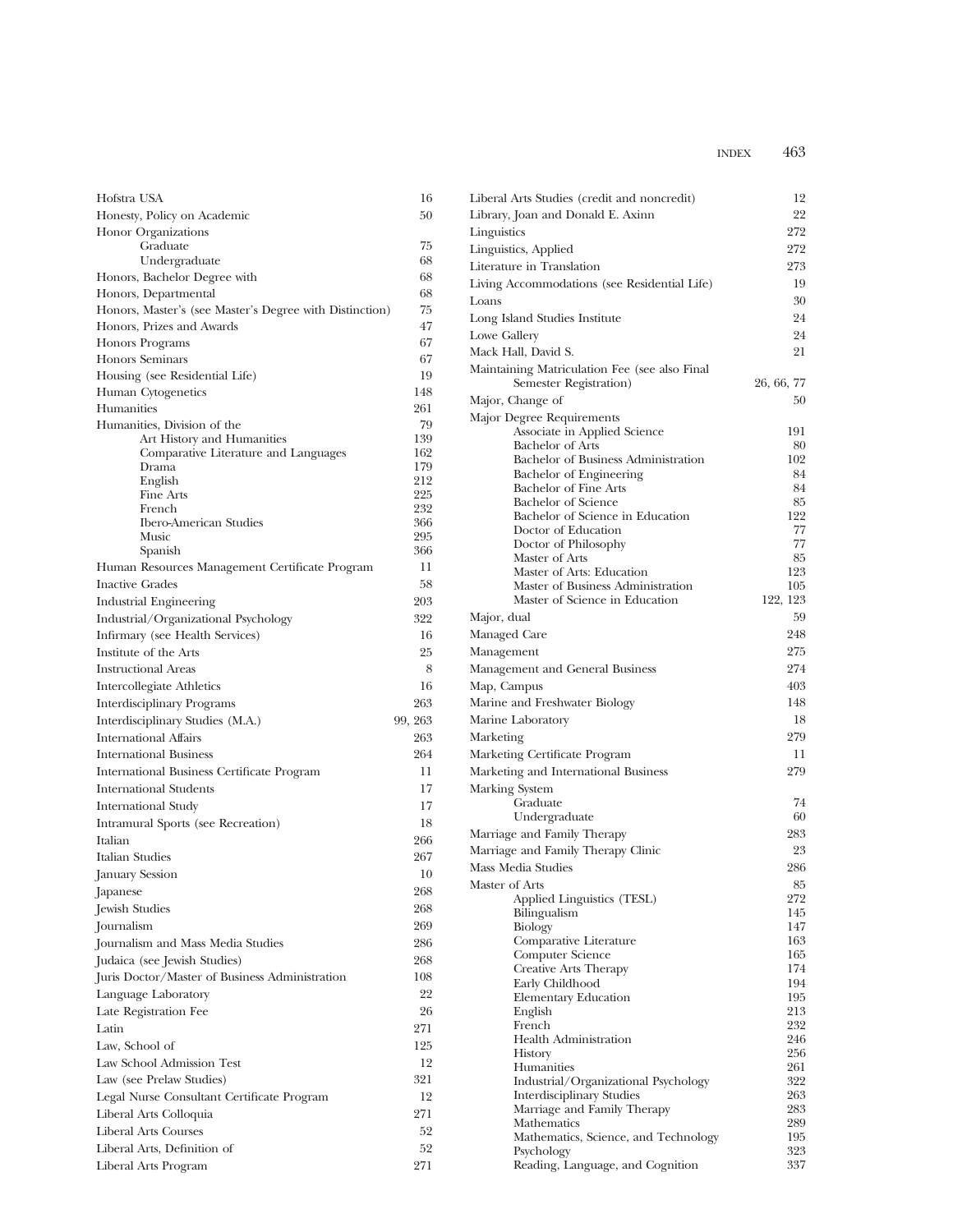| Entry | Page |
|---|---|
| Hofstra USA | 16 |
| Honesty, Policy on Academic | 50 |
| Honor Organizations | |
| Graduate | 75 |
| Undergraduate | 68 |
| Honors, Bachelor Degree with | 68 |
| Honors, Departmental | 68 |
| Honors, Master's (see Master's Degree with Distinction) | 75 |
| Honors, Prizes and Awards | 47 |
| Honors Programs | 67 |
| Honors Seminars | 67 |
| Housing (see Residential Life) | 19 |
| Human Cytogenetics | 148 |
| Humanities | 261 |
| Humanities, Division of the | 79 |
| Art History and Humanities | 139 |
| Comparative Literature and Languages | 162 |
| Drama | 179 |
| English | 212 |
| Fine Arts | 225 |
| French | 232 |
| Ibero-American Studies | 366 |
| Music | 295 |
| Spanish | 366 |
| Human Resources Management Certificate Program | 11 |
| Inactive Grades | 58 |
| Industrial Engineering | 203 |
| Industrial/Organizational Psychology | 322 |
| Infirmary (see Health Services) | 16 |
| Institute of the Arts | 25 |
| Instructional Areas | 8 |
| Intercollegiate Athletics | 16 |
| Interdisciplinary Programs | 263 |
| Interdisciplinary Studies (M.A.) | 99, 263 |
| International Affairs | 263 |
| International Business | 264 |
| International Business Certificate Program | 11 |
| International Students | 17 |
| International Study | 17 |
| Intramural Sports (see Recreation) | 18 |
| Italian | 266 |
| Italian Studies | 267 |
| January Session | 10 |
| Japanese | 268 |
| Jewish Studies | 268 |
| Journalism | 269 |
| Journalism and Mass Media Studies | 286 |
| Judaica (see Jewish Studies) | 268 |
| Juris Doctor/Master of Business Administration | 108 |
| Language Laboratory | 22 |
| Late Registration Fee | 26 |
| Latin | 271 |
| Law, School of | 125 |
| Law School Admission Test | 12 |
| Law (see Prelaw Studies) | 321 |
| Legal Nurse Consultant Certificate Program | 12 |
| Liberal Arts Colloquia | 271 |
| Liberal Arts Courses | 52 |
| Liberal Arts, Definition of | 52 |
| Liberal Arts Program | 271 |
| Liberal Arts Studies (credit and noncredit) | 12 |
| Library, Joan and Donald E. Axinn | 22 |
| Linguistics | 272 |
| Linguistics, Applied | 272 |
| Literature in Translation | 273 |
| Living Accommodations (see Residential Life) | 19 |
| Loans | 30 |
| Long Island Studies Institute | 24 |
| Lowe Gallery | 24 |
| Mack Hall, David S. | 21 |
| Maintaining Matriculation Fee (see also Final Semester Registration) | 26, 66, 77 |
| Major, Change of | 50 |
| Major Degree Requirements | |
| Associate in Applied Science | 191 |
| Bachelor of Arts | 80 |
| Bachelor of Business Administration | 102 |
| Bachelor of Engineering | 84 |
| Bachelor of Fine Arts | 84 |
| Bachelor of Science | 85 |
| Bachelor of Science in Education | 122 |
| Doctor of Education | 77 |
| Doctor of Philosophy | 77 |
| Master of Arts | 85 |
| Master of Arts: Education | 123 |
| Master of Business Administration | 105 |
| Master of Science in Education | 122, 123 |
| Major, dual | 59 |
| Managed Care | 248 |
| Management | 275 |
| Management and General Business | 274 |
| Map, Campus | 403 |
| Marine and Freshwater Biology | 148 |
| Marine Laboratory | 18 |
| Marketing | 279 |
| Marketing Certificate Program | 11 |
| Marketing and International Business | 279 |
| Marking System | |
| Graduate | 74 |
| Undergraduate | 60 |
| Marriage and Family Therapy | 283 |
| Marriage and Family Therapy Clinic | 23 |
| Mass Media Studies | 286 |
| Master of Arts | 85 |
| Applied Linguistics (TESL) | 272 |
| Bilingualism | 145 |
| Biology | 147 |
| Comparative Literature | 163 |
| Computer Science | 165 |
| Creative Arts Therapy | 174 |
| Early Childhood | 194 |
| Elementary Education | 195 |
| English | 213 |
| French | 232 |
| Health Administration | 246 |
| History | 256 |
| Humanities | 261 |
| Industrial/Organizational Psychology | 322 |
| Interdisciplinary Studies | 263 |
| Marriage and Family Therapy | 283 |
| Mathematics | 289 |
| Mathematics, Science, and Technology | 195 |
| Psychology | 323 |
| Reading, Language, and Cognition | 337 |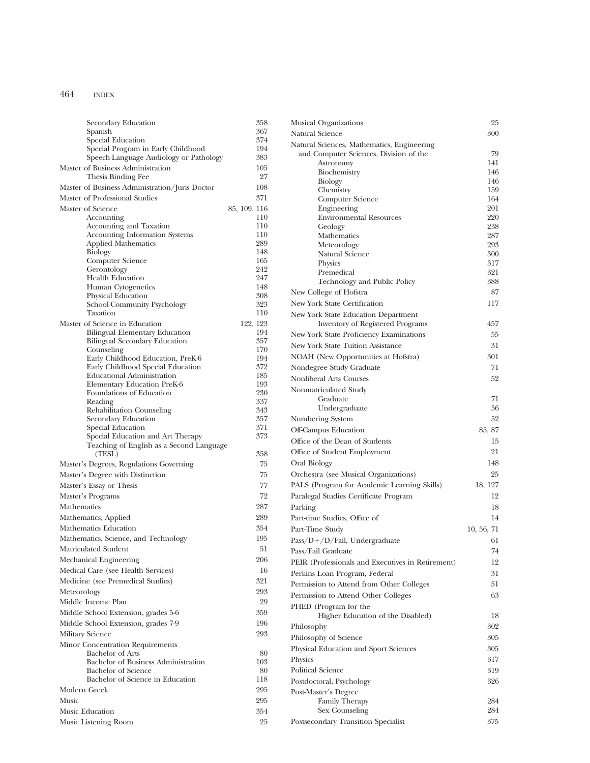- Secondary Education 358
- Spanish 367
- Special Education 374
- Special Program in Early Childhood 194
- Speech-Language Audiology or Pathology 383

Master of Business Administration 105
- Thesis Binding Fee 27

Master of Business Administration/Juris Doctor 108

Master of Professional Studies 371

Master of Science 85, 109, 116
- Accounting 110
- Accounting and Taxation 110
- Accounting Information Systems 110
- Applied Mathematics 289
- Biology 148
- Computer Science 165
- Gerontology 242
- Health Education 247
- Human Cytogenetics 148
- Physical Education 308
- School-Community Psychology 323
- Taxation 110

Master of Science in Education 122, 123
- Bilingual Elementary Education 194
- Bilingual Secondary Education 357
- Counseling 170
- Early Childhood Education, PreK-6 194
- Early Childhood Special Education 372
- Educational Administration 185
- Elementary Education PreK-6 193
- Foundations of Education 230
- Reading 337
- Rehabilitation Counseling 343
- Secondary Education 357
- Special Education 371
- Special Education and Art Therapy 373
- Teaching of English as a Second Language (TESL) 358

Master's Degrees, Regulations Governing 75

Master's Degree with Distinction 75

Master's Essay or Thesis 77

Master's Programs 72

Mathematics 287

Mathematics, Applied 289

Mathematics Education 354

Mathematics, Science, and Technology 195

Matriculated Student 51

Mechanical Engineering 206

Medical Care (see Health Services) 16

Medicine (see Premedical Studies) 321

Meteorology 293

Middle Income Plan 29

Middle School Extension, grades 5-6 359

Middle School Extension, grades 7-9 196

Military Science 293

Minor Concentration Requirements
- Bachelor of Arts 80
- Bachelor of Business Administration 103
- Bachelor of Science 80
- Bachelor of Science in Education 118

Modern Greek 295

Music 295

Music Education 354

Music Listening Room 25

Musical Organizations 25

Natural Science 300

Natural Sciences, Mathematics, Engineering and Computer Sciences, Division of the 79
- Astronomy 141
- Biochemistry 146
- Biology 146
- Chemistry 159
- Computer Science 164
- Engineering 201
- Environmental Resources 220
- Geology 238
- Mathematics 287
- Meteorology 293
- Natural Science 300
- Physics 317
- Premedical 321
- Technology and Public Policy 388

New College of Hofstra 87

New York State Certification 117

New York State Education Department
- Inventory of Registered Programs 457

New York State Proficiency Examinations 55

New York State Tuition Assistance 31

NOAH (New Opportunities at Hofstra) 301

Nondegree Study Graduate 71

Nonliberal Arts Courses 52

Nonmatriculated Study
- Graduate 71
- Undergraduate 56

Numbering System 52

Off-Campus Education 85, 87

Office of the Dean of Students 15

Office of Student Employment 21

Oral Biology 148

Orchestra (see Musical Organizations) 25

PALS (Program for Academic Learning Skills) 18, 127

Paralegal Studies Certificate Program 12

Parking 18

Part-time Studies, Office of 14

Part-Time Study 10, 56, 71

Pass/D+/D/Fail, Undergraduate 61

Pass/Fail Graduate 74

PEIR (Professionals and Executives in Retirement) 12

Perkins Loan Program, Federal 31

Permission to Attend from Other Colleges 51

Permission to Attend Other Colleges 63

PHED (Program for the Higher Education of the Disabled) 18

Philosophy 302

Philosophy of Science 305

Physical Education and Sport Sciences 305

Physics 317

Political Science 319

Postdoctoral, Psychology 326

Post-Master's Degree
- Family Therapy 284
- Sex Counseling 284

Postsecondary Transition Specialist 375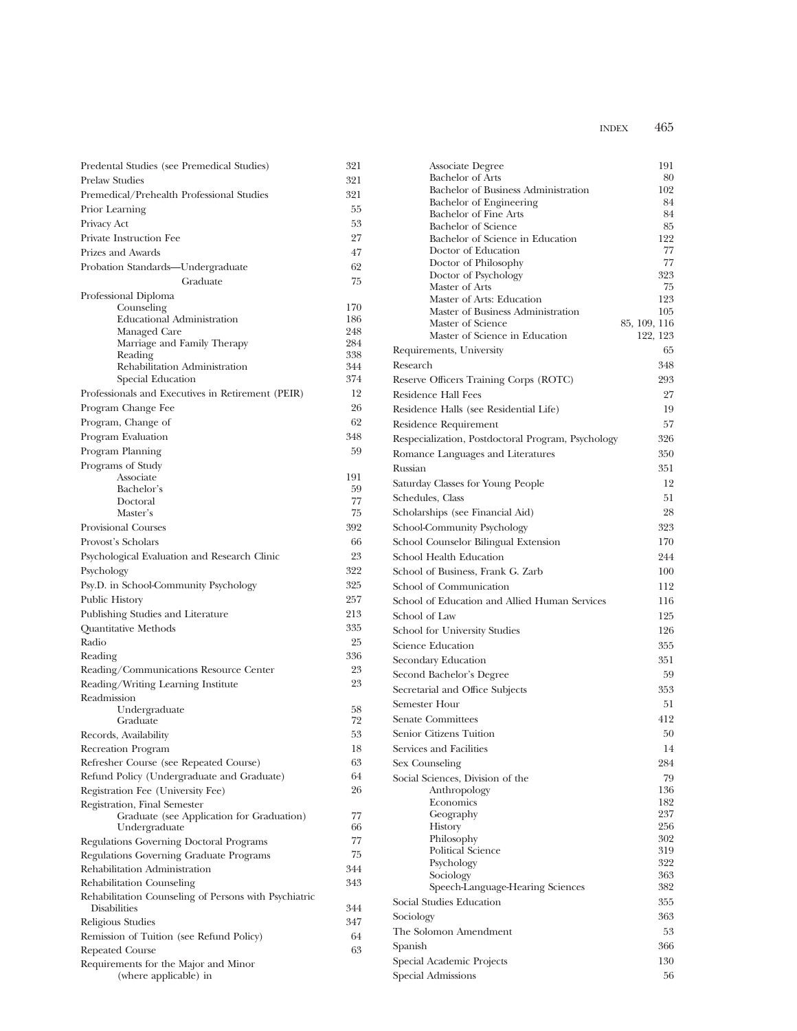Predental Studies (see Premedical Studies) 321

Prelaw Studies 321

Premedical/Prehealth Professional Studies 321

Prior Learning 55

Privacy Act 53

Private Instruction Fee 27

Prizes and Awards 47

Probation Standards—Undergraduate 62

Graduate 75

Professional Diploma

- Counseling 170
- Educational Administration 186
- Managed Care 248
- Marriage and Family Therapy 284
- Reading 338
- Rehabilitation Administration 344
- Special Education 374

Professionals and Executives in Retirement (PEIR) 12

Program Change Fee 26

Program, Change of 62

Program Evaluation 348

Program Planning 59

Programs of Study

- Associate 191
- Bachelor's 59
- Doctoral 77
- Master's 75

Provisional Courses 392

Provost's Scholars 66

Psychological Evaluation and Research Clinic 23

Psychology 322

Psy.D. in School-Community Psychology 325

Public History 257

Publishing Studies and Literature 213

Quantitative Methods 335

Radio 25

Reading 336

Reading/Communications Resource Center 23

Reading/Writing Learning Institute 23

Readmission

- Undergraduate 58
- Graduate 72

Records, Availability 53

Recreation Program 18

Refresher Course (see Repeated Course) 63

Refund Policy (Undergraduate and Graduate) 64

Registration Fee (University Fee) 26

Registration, Final Semester

- Graduate (see Application for Graduation) 77
- Undergraduate 66

Regulations Governing Doctoral Programs 77

Regulations Governing Graduate Programs 75

Rehabilitation Administration 344

Rehabilitation Counseling 343

Rehabilitation Counseling of Persons with Psychiatric Disabilities 344

Religious Studies 347

Remission of Tuition (see Refund Policy) 64

Repeated Course 63

Requirements for the Major and Minor (where applicable) in

- Associate Degree 191
- Bachelor of Arts 80
- Bachelor of Business Administration 102
- Bachelor of Engineering 84
- Bachelor of Fine Arts 84
- Bachelor of Science 85
- Bachelor of Science in Education 122
- Doctor of Education 77
- Doctor of Philosophy 77
- Doctor of Psychology 323
- Master of Arts 75
- Master of Arts: Education 123
- Master of Business Administration 105
- Master of Science 85, 109, 116
- Master of Science in Education 122, 123

Requirements, University 65

Research 348

Reserve Officers Training Corps (ROTC) 293

Residence Hall Fees 27

Residence Halls (see Residential Life) 19

Residence Requirement 57

Respecialization, Postdoctoral Program, Psychology 326

Romance Languages and Literatures 350

Russian 351

Saturday Classes for Young People 12

Schedules, Class 51

Scholarships (see Financial Aid) 28

School-Community Psychology 323

School Counselor Bilingual Extension 170

School Health Education 244

School of Business, Frank G. Zarb 100

School of Communication 112

School of Education and Allied Human Services 116

School of Law 125

School for University Studies 126

Science Education 355

Secondary Education 351

Second Bachelor's Degree 59

Secretarial and Office Subjects 353

Semester Hour 51

Senate Committees 412

Senior Citizens Tuition 50

Services and Facilities 14

Sex Counseling 284

Social Sciences, Division of the 79

- Anthropology 136
- Economics 182
- Geography 237
- History 256
- Philosophy 302
- Political Science 319
- Psychology 322
- Sociology 363
- Speech-Language-Hearing Sciences 382

Social Studies Education 355

Sociology 363

The Solomon Amendment 53

Spanish 366

Special Academic Projects 130

Special Admissions 56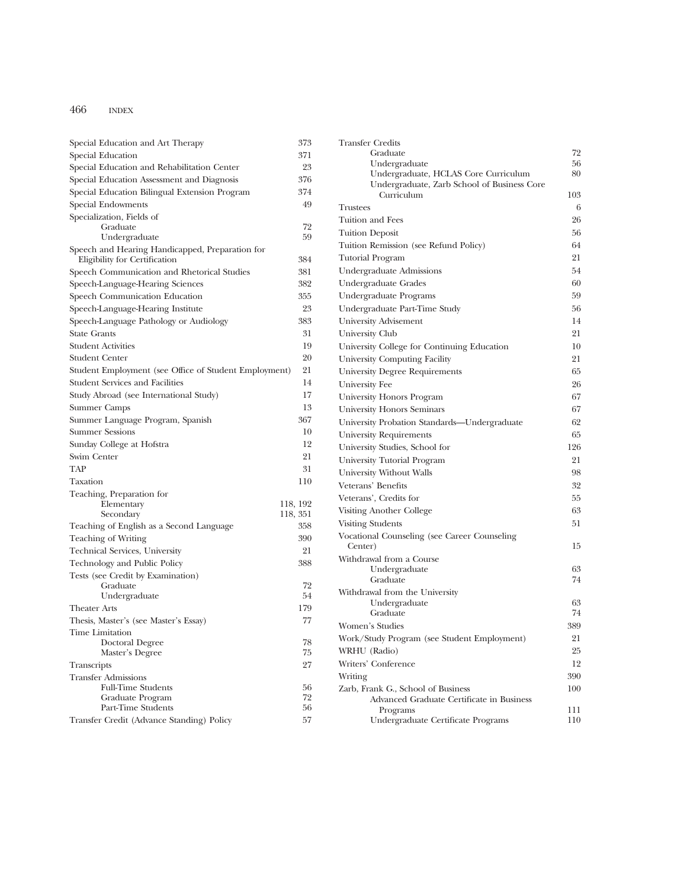Special Education and Art Therapy 373
Special Education 371
Special Education and Rehabilitation Center 23
Special Education Assessment and Diagnosis 376
Special Education Bilingual Extension Program 374
Special Endowments 49
Specialization, Fields of
- Graduate 72
- Undergraduate 59

Speech and Hearing Handicapped, Preparation for Eligibility for Certification 384
Speech Communication and Rhetorical Studies 381
Speech-Language-Hearing Sciences 382
Speech Communication Education 355
Speech-Language-Hearing Institute 23
Speech-Language Pathology or Audiology 383
State Grants 31
Student Activities 19
Student Center 20
Student Employment (see Office of Student Employment) 21
Student Services and Facilities 14
Study Abroad (see International Study) 17
Summer Camps 13
Summer Language Program, Spanish 367
Summer Sessions 10
Sunday College at Hofstra 12
Swim Center 21
TAP 31
Taxation 110
Teaching, Preparation for
- Elementary 118, 192
- Secondary 118, 351

Teaching of English as a Second Language 358
Teaching of Writing 390
Technical Services, University 21
Technology and Public Policy 388
Tests (see Credit by Examination)
- Graduate 72
- Undergraduate 54

Theater Arts 179
Thesis, Master's (see Master's Essay) 77
Time Limitation
- Doctoral Degree 78
- Master's Degree 75

Transcripts 27
Transfer Admissions
- Full-Time Students 56
- Graduate Program 72
- Part-Time Students 56

Transfer Credit (Advance Standing) Policy 57
Transfer Credits
- Graduate 72
- Undergraduate 56
- Undergraduate, HCLAS Core Curriculum 80
- Undergraduate, Zarb School of Business Core Curriculum 103

Trustees 6
Tuition and Fees 26
Tuition Deposit 56
Tuition Remission (see Refund Policy) 64
Tutorial Program 21
Undergraduate Admissions 54
Undergraduate Grades 60
Undergraduate Programs 59
Undergraduate Part-Time Study 56
University Advisement 14
University Club 21
University College for Continuing Education 10
University Computing Facility 21
University Degree Requirements 65
University Fee 26
University Honors Program 67
University Honors Seminars 67
University Probation Standards—Undergraduate 62
University Requirements 65
University Studies, School for 126
University Tutorial Program 21
University Without Walls 98
Veterans' Benefits 32
Veterans', Credits for 55
Visiting Another College 63
Visiting Students 51
Vocational Counseling (see Career Counseling Center) 15
Withdrawal from a Course
- Undergraduate 63
- Graduate 74

Withdrawal from the University
- Undergraduate 63
- Graduate 74

Women's Studies 389
Work/Study Program (see Student Employment) 21
WRHU (Radio) 25
Writers' Conference 12
Writing 390
Zarb, Frank G., School of Business 100
- Advanced Graduate Certificate in Business Programs 111
- Undergraduate Certificate Programs 110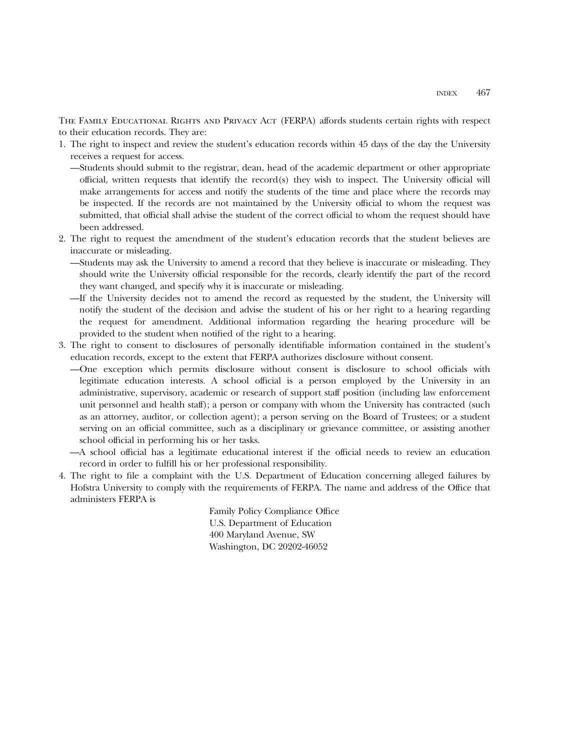The Family Educational Rights and Privacy Act (FERPA) affords students certain rights with respect to their education records. They are:

1. The right to inspect and review the student's education records within 45 days of the day the University receives a request for access.

   —Students should submit to the registrar, dean, head of the academic department or other appropriate official, written requests that identify the record(s) they wish to inspect. The University official will make arrangements for access and notify the students of the time and place where the records may be inspected. If the records are not maintained by the University official to whom the request was submitted, that official shall advise the student of the correct official to whom the request should have been addressed.

2. The right to request the amendment of the student's education records that the student believes are inaccurate or misleading.

   —Students may ask the University to amend a record that they believe is inaccurate or misleading. They should write the University official responsible for the records, clearly identify the part of the record they want changed, and specify why it is inaccurate or misleading.

   —If the University decides not to amend the record as requested by the student, the University will notify the student of the decision and advise the student of his or her right to a hearing regarding the request for amendment. Additional information regarding the hearing procedure will be provided to the student when notified of the right to a hearing.

3. The right to consent to disclosures of personally identifiable information contained in the student's education records, except to the extent that FERPA authorizes disclosure without consent.

   —One exception which permits disclosure without consent is disclosure to school officials with legitimate education interests. A school official is a person employed by the University in an administrative, supervisory, academic or research of support staff position (including law enforcement unit personnel and health staff); a person or company with whom the University has contracted (such as an attorney, auditor, or collection agent); a person serving on the Board of Trustees; or a student serving on an official committee, such as a disciplinary or grievance committee, or assisting another school official in performing his or her tasks.

   —A school official has a legitimate educational interest if the official needs to review an education record in order to fulfill his or her professional responsibility.

4. The right to file a complaint with the U.S. Department of Education concerning alleged failures by Hofstra University to comply with the requirements of FERPA. The name and address of the Office that administers FERPA is

   Family Policy Compliance Office
   U.S. Department of Education
   400 Maryland Avenue, SW
   Washington, DC 20202-46052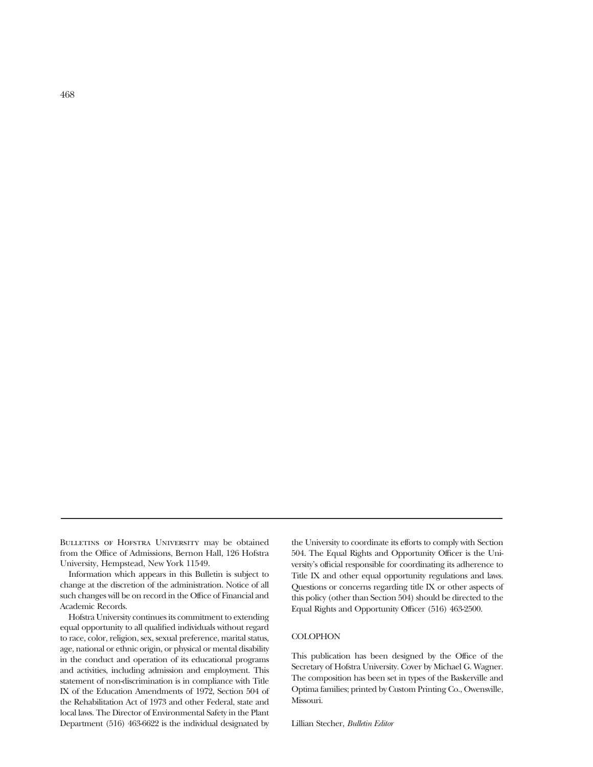Bulletins of Hofstra University may be obtained from the Office of Admissions, Bernon Hall, 126 Hofstra University, Hempstead, New York 11549.

Information which appears in this Bulletin is subject to change at the discretion of the administration. Notice of all such changes will be on record in the Office of Financial and Academic Records.

Hofstra University continues its commitment to extending equal opportunity to all qualified individuals without regard to race, color, religion, sex, sexual preference, marital status, age, national or ethnic origin, or physical or mental disability in the conduct and operation of its educational programs and activities, including admission and employment. This statement of non-discrimination is in compliance with Title IX of the Education Amendments of 1972, Section 504 of the Rehabilitation Act of 1973 and other Federal, state and local laws. The Director of Environmental Safety in the Plant Department (516) 463-6622 is the individual designated by the University to coordinate its efforts to comply with Section 504. The Equal Rights and Opportunity Officer is the University's official responsible for coordinating its adherence to Title IX and other equal opportunity regulations and laws. Questions or concerns regarding title IX or other aspects of this policy (other than Section 504) should be directed to the Equal Rights and Opportunity Officer (516) 463-2500.

## COLOPHON

This publication has been designed by the Office of the Secretary of Hofstra University. Cover by Michael G. Wagner. The composition has been set in types of the Baskerville and Optima families; printed by Custom Printing Co., Owensville, Missouri.

Lillian Stecher, *Bulletin Editor*